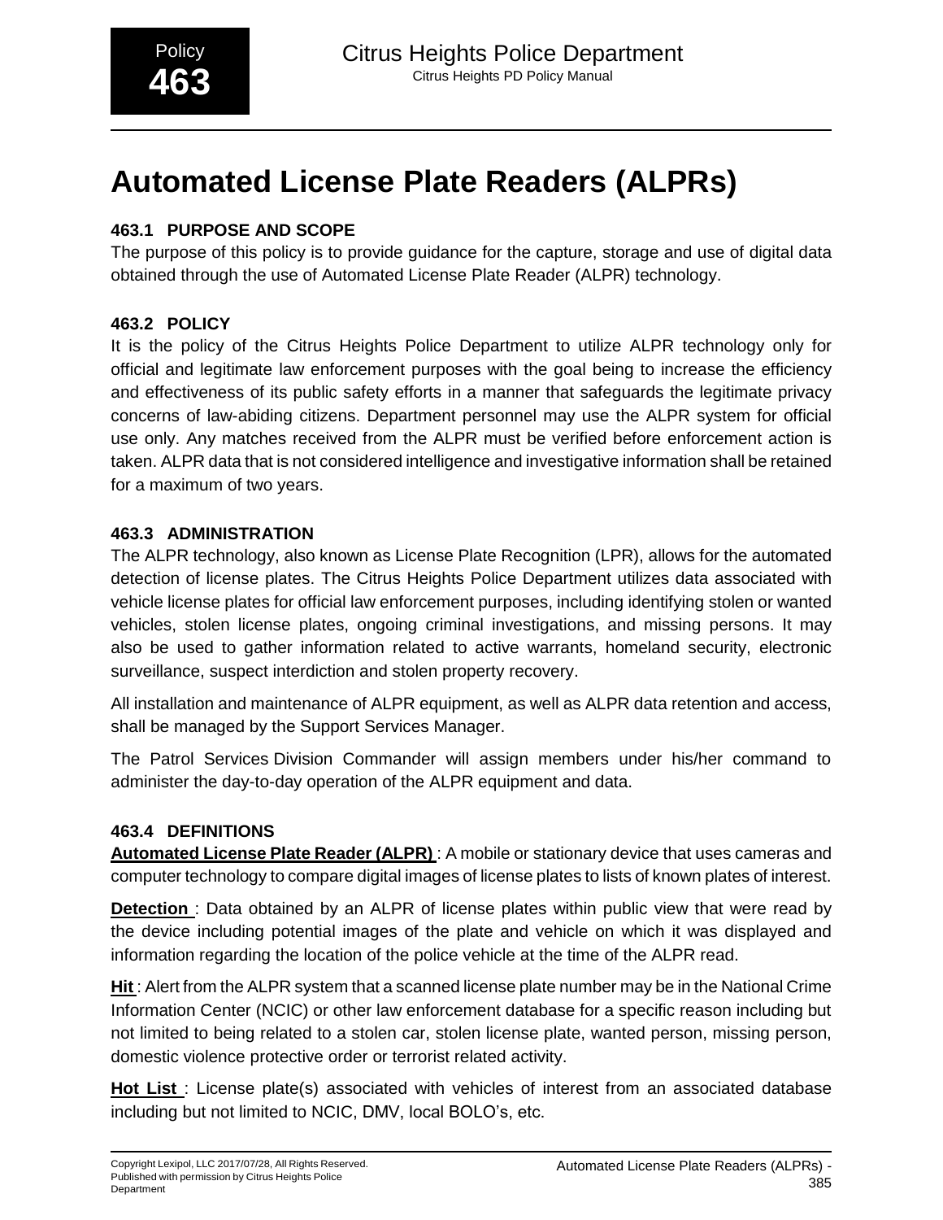# Automated License Plate Readers (ALPRs)

### 463.1 PURPOSE AND SCOPE

The purpose of this policy is to provide guidance for the capture, storage and use of digital data obtained through the use of Automated License Plate Reader (ALPR) technology.

### 463.2 POLICY

It is the policy of the Citrus Heights Police Department to utilize ALPR technology only for official and legitimate law enforcement purposes with the goal being to increase the efficiency and effectiveness of its public safety efforts in a manner that safeguards the legitimate privacy concerns of law-abiding citizens. Department personnel may use the ALPR system for official use only. Any matches received from the ALPR must be verified before enforcement action is taken. ALPR data that is not considered intelligence and investigative information shall be retained for a maximum of two years.

### 463.3 ADMINISTRATION

The ALPR technology, also known as License Plate Recognition (LPR), allows for the automated detection of license plates. The Citrus Heights Police Department utilizes data associated with vehicle license plates for official law enforcement purposes, including identifying stolen or wanted vehicles, stolen license plates, ongoing criminal investigations, and missing persons. It may also be used to gather information related to active warrants, homeland security, electronic surveillance, suspect interdiction and stolen property recovery.

All installation and maintenance of ALPR equipment, as well as ALPR data retention and access, shall be managed by the Support Services Manager.

The Patrol Services Division Commander will assign members under his/her command to administer the day-to-day operation of the ALPR equipment and data.

### 463.4 DEFINITIONS

**Automated License Plate Reader (ALPR)** : A mobile or stationary device that uses cameras and computer technology to compare digital images of license plates to lists of known plates of interest.

**Detection** : Data obtained by an ALPR of license plates within public view that were read by the device including potential images of the plate and vehicle on which it was displayed and information regarding the location of the police vehicle at the time of the ALPR read.

**Hit** : Alert from the ALPR system that a scanned license plate number may be in the National Crime Information Center (NCIC) or other law enforcement database for a specific reason including but not limited to being related to a stolen car, stolen license plate, wanted person, missing person, domestic violence protective order or terrorist related activity.

**Hot List** : License plate(s) associated with vehicles of interest from an associated database including but not limited to NCIC, DMV, local BOLO's, etc.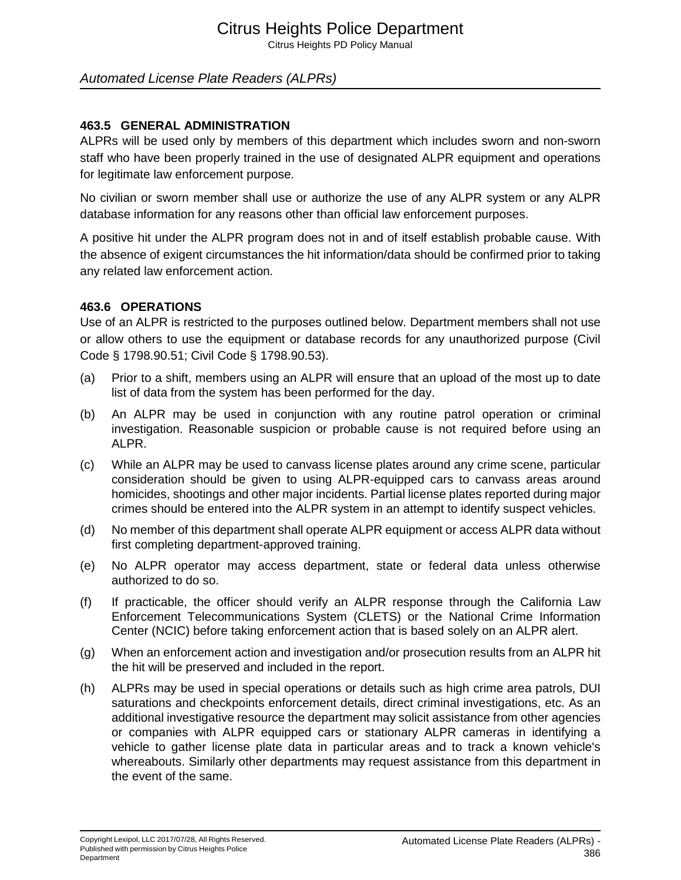### 463.5 GENERAL ADMINISTRATION

ALPRs will be used only by members of this department which includes sworn and non-sworn staff who have been properly trained in the use of designated ALPR equipment and operations for legitimate law enforcement purpose.

No civilian or sworn member shall use or authorize the use of any ALPR system or any ALPR database information for any reasons other than official law enforcement purposes.

A positive hit under the ALPR program does not in and of itself establish probable cause. With the absence of exigent circumstances the hit information/data should be confirmed prior to taking any related law enforcement action.

### 463.6 OPERATIONS

Use of an ALPR is restricted to the purposes outlined below. Department members shall not use or allow others to use the equipment or database records for any unauthorized purpose (Civil Code § 1798.90.51; Civil Code § 1798.90.53).

(a) Prior to a shift, members using an ALPR will ensure that an upload of the most up to date list of data from the system has been performed for the day.

(b) An ALPR may be used in conjunction with any routine patrol operation or criminal investigation. Reasonable suspicion or probable cause is not required before using an ALPR.

(c) While an ALPR may be used to canvass license plates around any crime scene, particular consideration should be given to using ALPR-equipped cars to canvass areas around homicides, shootings and other major incidents. Partial license plates reported during major crimes should be entered into the ALPR system in an attempt to identify suspect vehicles.

(d) No member of this department shall operate ALPR equipment or access ALPR data without first completing department-approved training.

(e) No ALPR operator may access department, state or federal data unless otherwise authorized to do so.

(f) If practicable, the officer should verify an ALPR response through the California Law Enforcement Telecommunications System (CLETS) or the National Crime Information Center (NCIC) before taking enforcement action that is based solely on an ALPR alert.

(g) When an enforcement action and investigation and/or prosecution results from an ALPR hit the hit will be preserved and included in the report.

(h) ALPRs may be used in special operations or details such as high crime area patrols, DUI saturations and checkpoints enforcement details, direct criminal investigations, etc. As an additional investigative resource the department may solicit assistance from other agencies or companies with ALPR equipped cars or stationary ALPR cameras in identifying a vehicle to gather license plate data in particular areas and to track a known vehicle's whereabouts. Similarly other departments may request assistance from this department in the event of the same.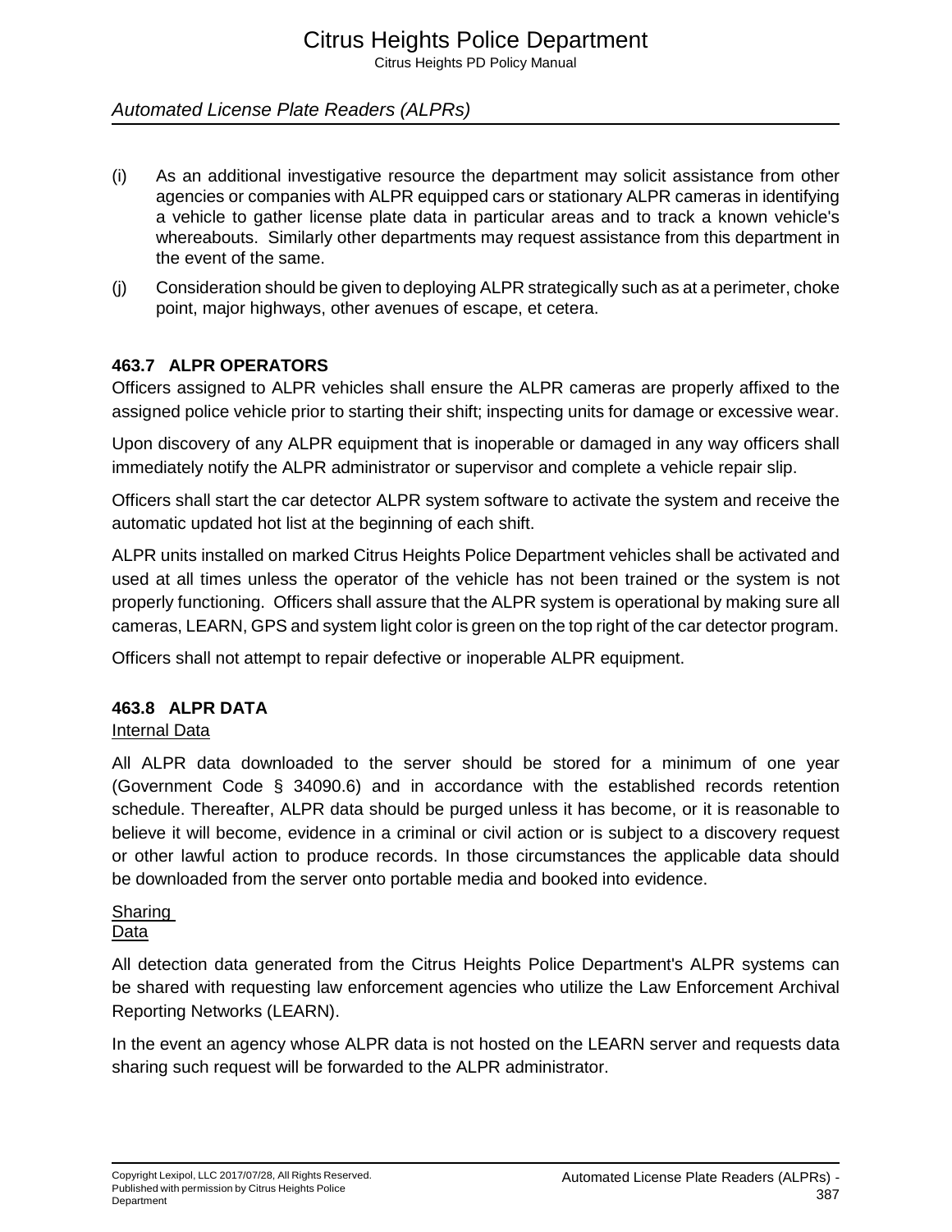(i) As an additional investigative resource the department may solicit assistance from other agencies or companies with ALPR equipped cars or stationary ALPR cameras in identifying a vehicle to gather license plate data in particular areas and to track a known vehicle's whereabouts. Similarly other departments may request assistance from this department in the event of the same.

(j) Consideration should be given to deploying ALPR strategically such as at a perimeter, choke point, major highways, other avenues of escape, et cetera.

### 463.7 ALPR OPERATORS

Officers assigned to ALPR vehicles shall ensure the ALPR cameras are properly affixed to the assigned police vehicle prior to starting their shift; inspecting units for damage or excessive wear.

Upon discovery of any ALPR equipment that is inoperable or damaged in any way officers shall immediately notify the ALPR administrator or supervisor and complete a vehicle repair slip.

Officers shall start the car detector ALPR system software to activate the system and receive the automatic updated hot list at the beginning of each shift.

ALPR units installed on marked Citrus Heights Police Department vehicles shall be activated and used at all times unless the operator of the vehicle has not been trained or the system is not properly functioning. Officers shall assure that the ALPR system is operational by making sure all cameras, LEARN, GPS and system light color is green on the top right of the car detector program.

Officers shall not attempt to repair defective or inoperable ALPR equipment.

### 463.8 ALPR DATA

Internal Data

All ALPR data downloaded to the server should be stored for a minimum of one year (Government Code § 34090.6) and in accordance with the established records retention schedule. Thereafter, ALPR data should be purged unless it has become, or it is reasonable to believe it will become, evidence in a criminal or civil action or is subject to a discovery request or other lawful action to produce records. In those circumstances the applicable data should be downloaded from the server onto portable media and booked into evidence.

Sharing Data

All detection data generated from the Citrus Heights Police Department's ALPR systems can be shared with requesting law enforcement agencies who utilize the Law Enforcement Archival Reporting Networks (LEARN).

In the event an agency whose ALPR data is not hosted on the LEARN server and requests data sharing such request will be forwarded to the ALPR administrator.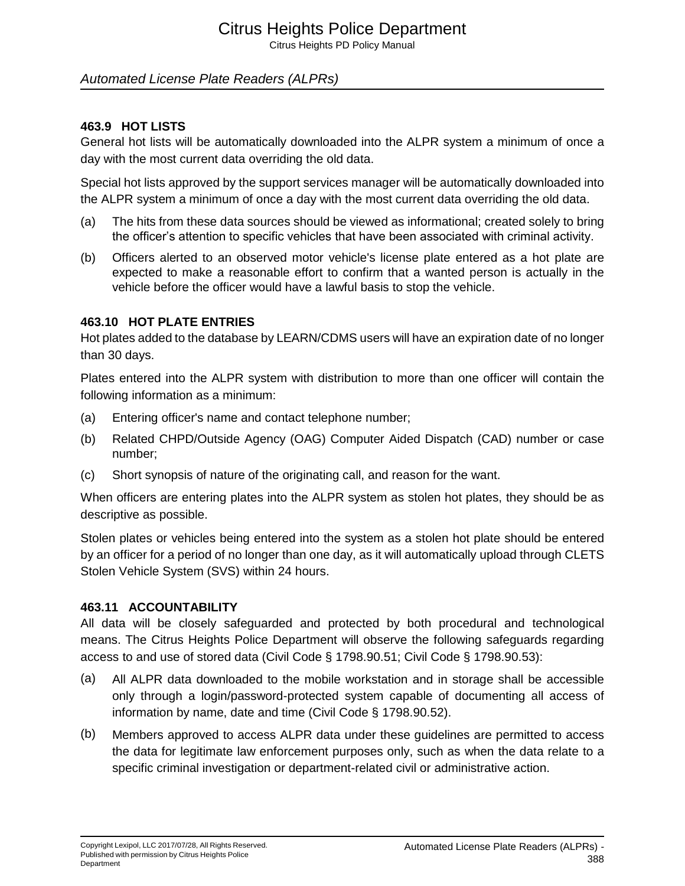### 463.9 HOT LISTS

General hot lists will be automatically downloaded into the ALPR system a minimum of once a day with the most current data overriding the old data.

Special hot lists approved by the support services manager will be automatically downloaded into the ALPR system a minimum of once a day with the most current data overriding the old data.

(a) The hits from these data sources should be viewed as informational; created solely to bring the officer's attention to specific vehicles that have been associated with criminal activity.

(b) Officers alerted to an observed motor vehicle's license plate entered as a hot plate are expected to make a reasonable effort to confirm that a wanted person is actually in the vehicle before the officer would have a lawful basis to stop the vehicle.

### 463.10 HOT PLATE ENTRIES

Hot plates added to the database by LEARN/CDMS users will have an expiration date of no longer than 30 days.

Plates entered into the ALPR system with distribution to more than one officer will contain the following information as a minimum:

(a) Entering officer's name and contact telephone number;

(b) Related CHPD/Outside Agency (OAG) Computer Aided Dispatch (CAD) number or case number;

(c) Short synopsis of nature of the originating call, and reason for the want.

When officers are entering plates into the ALPR system as stolen hot plates, they should be as descriptive as possible.

Stolen plates or vehicles being entered into the system as a stolen hot plate should be entered by an officer for a period of no longer than one day, as it will automatically upload through CLETS Stolen Vehicle System (SVS) within 24 hours.

### 463.11 ACCOUNTABILITY

All data will be closely safeguarded and protected by both procedural and technological means. The Citrus Heights Police Department will observe the following safeguards regarding access to and use of stored data (Civil Code § 1798.90.51; Civil Code § 1798.90.53):

(a) All ALPR data downloaded to the mobile workstation and in storage shall be accessible only through a login/password-protected system capable of documenting all access of information by name, date and time (Civil Code § 1798.90.52).

(b) Members approved to access ALPR data under these guidelines are permitted to access the data for legitimate law enforcement purposes only, such as when the data relate to a specific criminal investigation or department-related civil or administrative action.